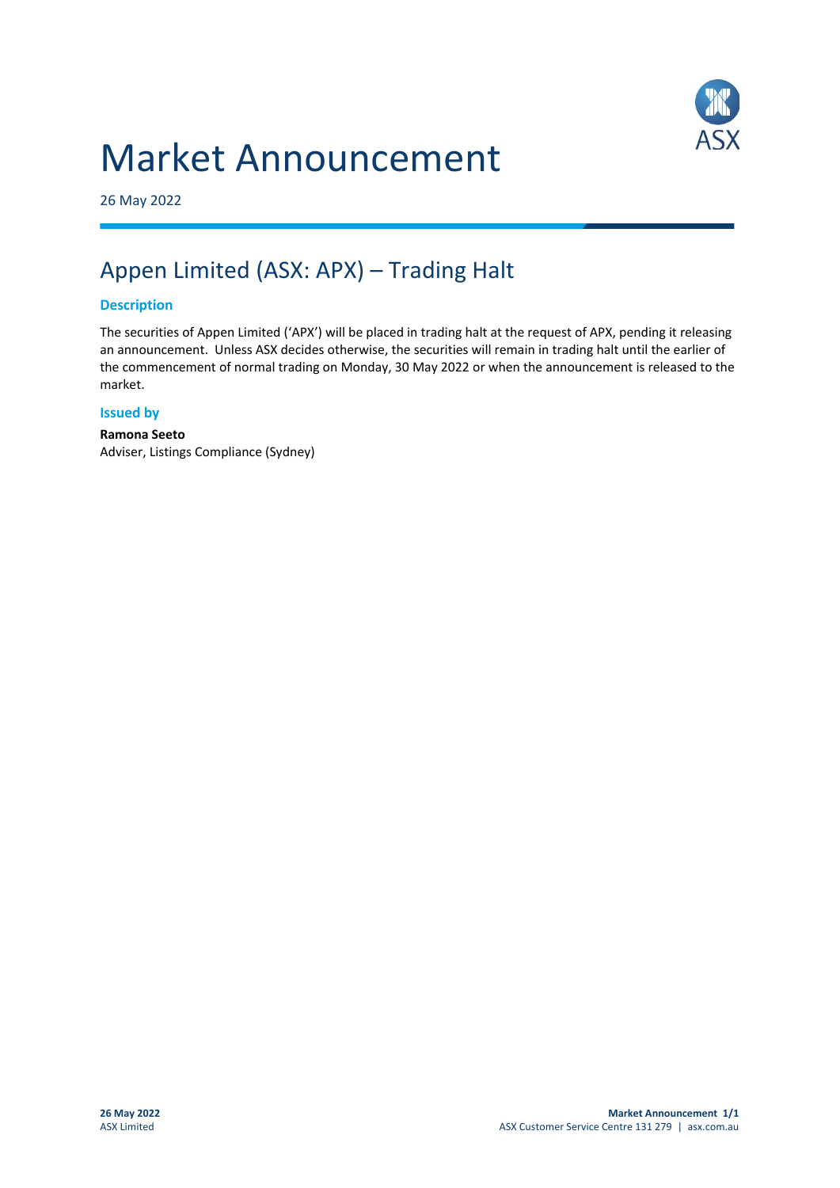# Market Announcement

26 May 2022

## Appen Limited (ASX: APX) – Trading Halt

### Description

The securities of Appen Limited ('APX') will be placed in trading halt at the request of APX, pending it releasing an announcement. Unless ASX decides otherwise, the securities will remain in trading halt until the earlier of the commencement of normal trading on Monday, 30 May 2022 or when the announcement is released to the market.

### Issued by

**Ramona Seeto**
Adviser, Listings Compliance (Sydney)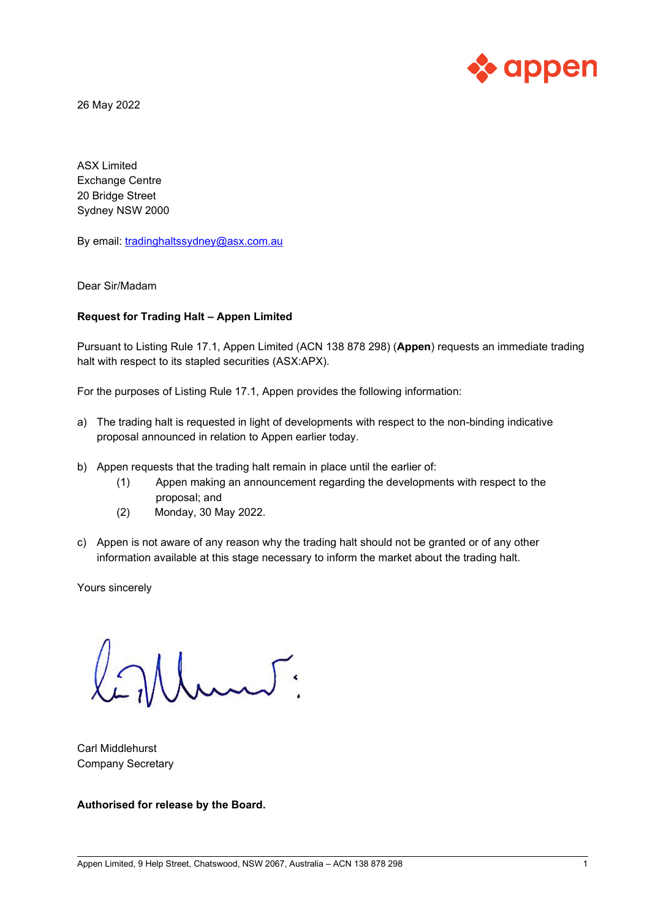26 May 2022

ASX Limited
Exchange Centre
20 Bridge Street
Sydney NSW 2000

By email: tradinghaltssydney@asx.com.au

Dear Sir/Madam

**Request for Trading Halt – Appen Limited**

Pursuant to Listing Rule 17.1, Appen Limited (ACN 138 878 298) (**Appen**) requests an immediate trading halt with respect to its stapled securities (ASX:APX).

For the purposes of Listing Rule 17.1, Appen provides the following information:

a) The trading halt is requested in light of developments with respect to the non-binding indicative proposal announced in relation to Appen earlier today.

b) Appen requests that the trading halt remain in place until the earlier of:
    (1) Appen making an announcement regarding the developments with respect to the proposal; and
    (2) Monday, 30 May 2022.

c) Appen is not aware of any reason why the trading halt should not be granted or of any other information available at this stage necessary to inform the market about the trading halt.

Yours sincerely

Carl Middlehurst
Company Secretary

**Authorised for release by the Board.**

Appen Limited, 9 Help Street, Chatswood, NSW 2067, Australia – ACN 138 878 298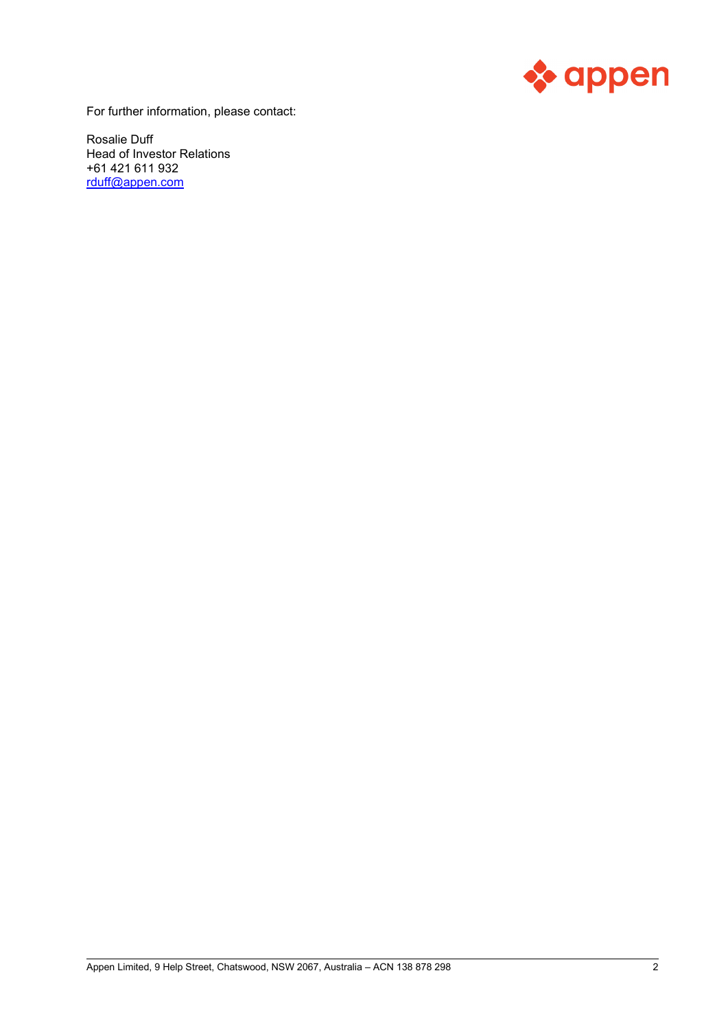For further information, please contact:

Rosalie Duff
Head of Investor Relations
+61 421 611 932
rduff@appen.com